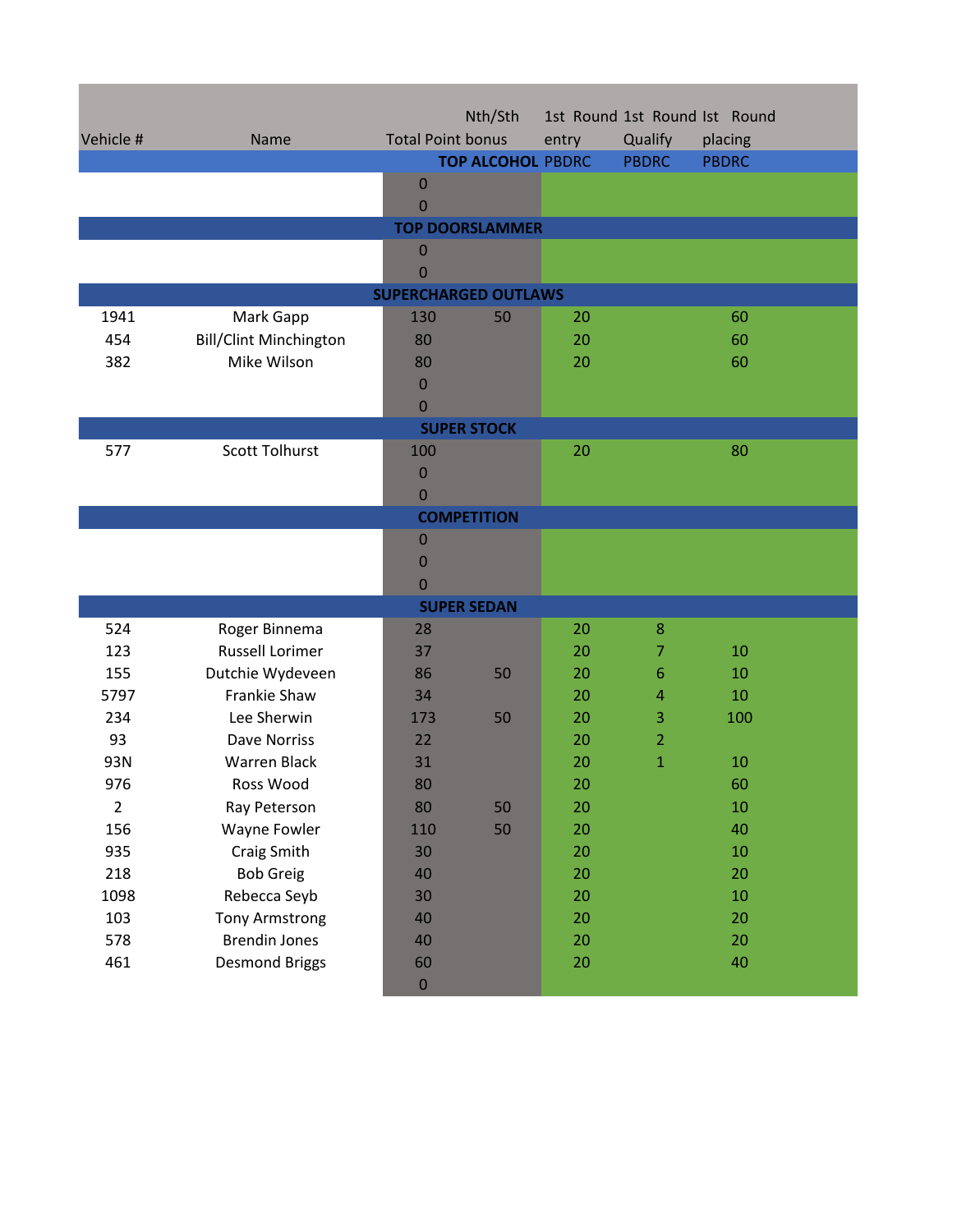| Vehicle # | Name | Total Point | Nth/Sth bonus | 1st Round entry | 1st Round Qualify | Ist Round placing |
|---|---|---|---|---|---|---|
| | | | **TOP ALCOHOL** | PBDRC | PBDRC | PBDRC |
| | | 0 | | | | |
| | | 0 | | | | |
| | | **TOP DOORSLAMMER** | | | | |
| | | 0 | | | | |
| | | 0 | | | | |
| | | **SUPERCHARGED OUTLAWS** | | | | |
| 1941 | Mark Gapp | 130 | 50 | 20 | | 60 |
| 454 | Bill/Clint Minchington | 80 | | 20 | | 60 |
| 382 | Mike Wilson | 80 | | 20 | | 60 |
| | | 0 | | | | |
| | | 0 | | | | |
| | | **SUPER STOCK** | | | | |
| 577 | Scott Tolhurst | 100 | | 20 | | 80 |
| | | 0 | | | | |
| | | 0 | | | | |
| | | **COMPETITION** | | | | |
| | | 0 | | | | |
| | | 0 | | | | |
| | | 0 | | | | |
| | | **SUPER SEDAN** | | | | |
| 524 | Roger Binnema | 28 | | 20 | 8 | |
| 123 | Russell Lorimer | 37 | | 20 | 7 | 10 |
| 155 | Dutchie Wydeveen | 86 | 50 | 20 | 6 | 10 |
| 5797 | Frankie Shaw | 34 | | 20 | 4 | 10 |
| 234 | Lee Sherwin | 173 | 50 | 20 | 3 | 100 |
| 93 | Dave Norriss | 22 | | 20 | 2 | |
| 93N | Warren Black | 31 | | 20 | 1 | 10 |
| 976 | Ross Wood | 80 | | 20 | | 60 |
| 2 | Ray Peterson | 80 | 50 | 20 | | 10 |
| 156 | Wayne Fowler | 110 | 50 | 20 | | 40 |
| 935 | Craig Smith | 30 | | 20 | | 10 |
| 218 | Bob Greig | 40 | | 20 | | 20 |
| 1098 | Rebecca Seyb | 30 | | 20 | | 10 |
| 103 | Tony Armstrong | 40 | | 20 | | 20 |
| 578 | Brendin Jones | 40 | | 20 | | 20 |
| 461 | Desmond Briggs | 60 | | 20 | | 40 |
| | | 0 | | | | |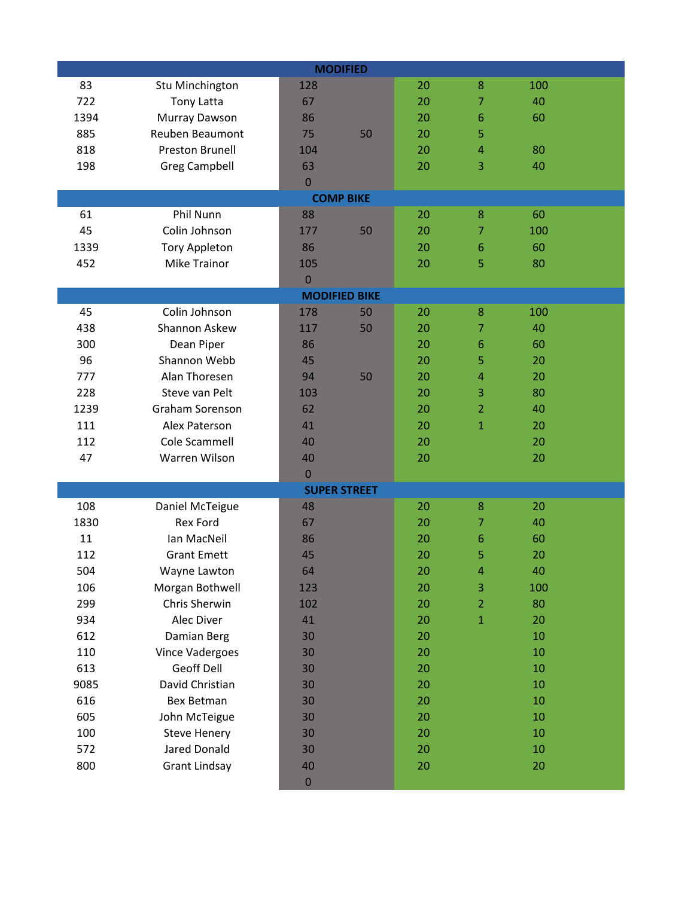| | | | | | | |
|---|---|---|---|---|---|---|
| **MODIFIED** | | | | | | |
| 83 | Stu Minchington | 128 | | 20 | 8 | 100 |
| 722 | Tony Latta | 67 | | 20 | 7 | 40 |
| 1394 | Murray Dawson | 86 | | 20 | 6 | 60 |
| 885 | Reuben Beaumont | 75 | 50 | 20 | 5 | |
| 818 | Preston Brunell | 104 | | 20 | 4 | 80 |
| 198 | Greg Campbell | 63 | | 20 | 3 | 40 |
| | | 0 | | | | |
| **COMP BIKE** | | | | | | |
| 61 | Phil Nunn | 88 | | 20 | 8 | 60 |
| 45 | Colin Johnson | 177 | 50 | 20 | 7 | 100 |
| 1339 | Tory Appleton | 86 | | 20 | 6 | 60 |
| 452 | Mike Trainor | 105 | | 20 | 5 | 80 |
| | | 0 | | | | |
| **MODIFIED BIKE** | | | | | | |
| 45 | Colin Johnson | 178 | 50 | 20 | 8 | 100 |
| 438 | Shannon Askew | 117 | 50 | 20 | 7 | 40 |
| 300 | Dean Piper | 86 | | 20 | 6 | 60 |
| 96 | Shannon Webb | 45 | | 20 | 5 | 20 |
| 777 | Alan Thoresen | 94 | 50 | 20 | 4 | 20 |
| 228 | Steve van Pelt | 103 | | 20 | 3 | 80 |
| 1239 | Graham Sorenson | 62 | | 20 | 2 | 40 |
| 111 | Alex Paterson | 41 | | 20 | 1 | 20 |
| 112 | Cole Scammell | 40 | | 20 | | 20 |
| 47 | Warren Wilson | 40 | | 20 | | 20 |
| | | 0 | | | | |
| **SUPER STREET** | | | | | | |
| 108 | Daniel McTeigue | 48 | | 20 | 8 | 20 |
| 1830 | Rex Ford | 67 | | 20 | 7 | 40 |
| 11 | Ian MacNeil | 86 | | 20 | 6 | 60 |
| 112 | Grant Emett | 45 | | 20 | 5 | 20 |
| 504 | Wayne Lawton | 64 | | 20 | 4 | 40 |
| 106 | Morgan Bothwell | 123 | | 20 | 3 | 100 |
| 299 | Chris Sherwin | 102 | | 20 | 2 | 80 |
| 934 | Alec Diver | 41 | | 20 | 1 | 20 |
| 612 | Damian Berg | 30 | | 20 | | 10 |
| 110 | Vince Vadergoes | 30 | | 20 | | 10 |
| 613 | Geoff Dell | 30 | | 20 | | 10 |
| 9085 | David Christian | 30 | | 20 | | 10 |
| 616 | Bex Betman | 30 | | 20 | | 10 |
| 605 | John McTeigue | 30 | | 20 | | 10 |
| 100 | Steve Henery | 30 | | 20 | | 10 |
| 572 | Jared Donald | 30 | | 20 | | 10 |
| 800 | Grant Lindsay | 40 | | 20 | | 20 |
| | | 0 | | | | |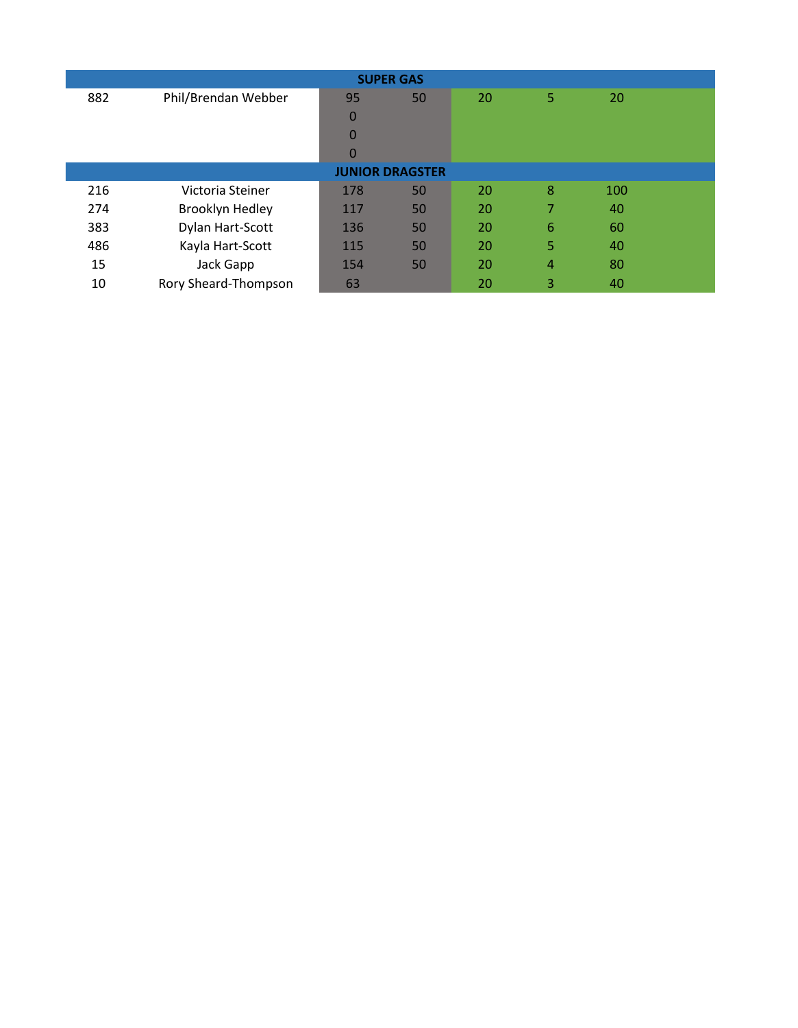| | | | | | | | |
|---|---|---|---|---|---|---|---|
| **SUPER GAS** | | | | | | | |
| 882 | Phil/Brendan Webber | 95 | 50 | 20 | 5 | 20 | |
| | | 0 | | | | | |
| | | 0 | | | | | |
| | | 0 | | | | | |
| **JUNIOR DRAGSTER** | | | | | | | |
| 216 | Victoria Steiner | 178 | 50 | 20 | 8 | 100 | |
| 274 | Brooklyn Hedley | 117 | 50 | 20 | 7 | 40 | |
| 383 | Dylan Hart-Scott | 136 | 50 | 20 | 6 | 60 | |
| 486 | Kayla Hart-Scott | 115 | 50 | 20 | 5 | 40 | |
| 15 | Jack Gapp | 154 | 50 | 20 | 4 | 80 | |
| 10 | Rory Sheard-Thompson | 63 | | 20 | 3 | 40 | |